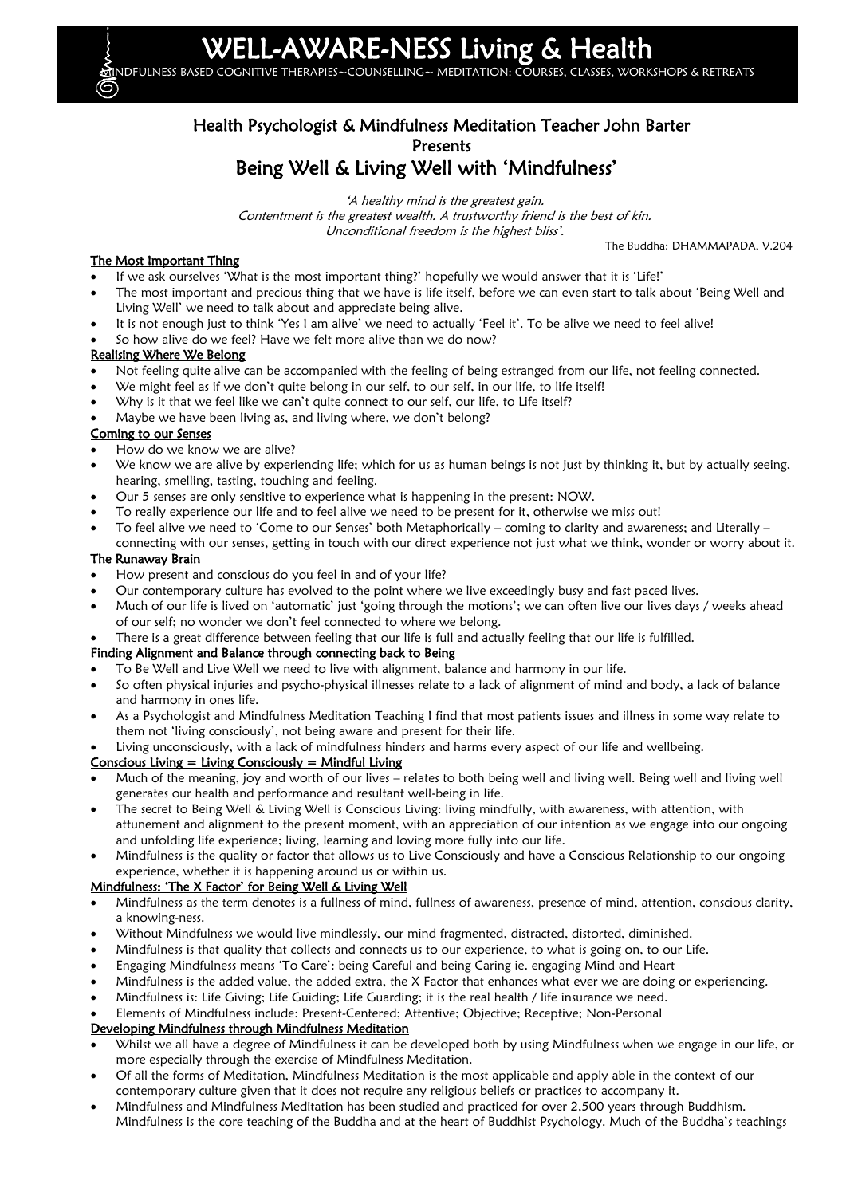# WELL-AWARE-NESS Living & Health

MINDFULNESS BASED COGNITIVE THERAPIES~COUNSELLING~ MEDITATION: COURSES, CLASSES, WORKSHOPS & RETREATS

## Health Psychologist & Mindfulness Meditation Teacher John Barter
## Presents
## Being Well & Living Well with 'Mindfulness'

*'A healthy mind is the greatest gain.*
*Contentment is the greatest wealth. A trustworthy friend is the best of kin.*
*Unconditional freedom is the highest bliss'.*

The Buddha: DHAMMAPADA, V.204

### The Most Important Thing

- If we ask ourselves 'What is the most important thing?' hopefully we would answer that it is 'Life!'
- The most important and precious thing that we have is life itself, before we can even start to talk about 'Being Well and Living Well' we need to talk about and appreciate being alive.
- It is not enough just to think 'Yes I am alive' we need to actually 'Feel it'. To be alive we need to feel alive!
- So how alive do we feel? Have we felt more alive than we do now?

### Realising Where We Belong

- Not feeling quite alive can be accompanied with the feeling of being estranged from our life, not feeling connected.
- We might feel as if we don't quite belong in our self, to our self, in our life, to life itself!
- Why is it that we feel like we can't quite connect to our self, our life, to Life itself?
- Maybe we have been living as, and living where, we don't belong?

### Coming to our Senses

- How do we know we are alive?
- We know we are alive by experiencing life; which for us as human beings is not just by thinking it, but by actually seeing, hearing, smelling, tasting, touching and feeling.
- Our 5 senses are only sensitive to experience what is happening in the present: NOW.
- To really experience our life and to feel alive we need to be present for it, otherwise we miss out!
- To feel alive we need to 'Come to our Senses' both Metaphorically – coming to clarity and awareness; and Literally – connecting with our senses, getting in touch with our direct experience not just what we think, wonder or worry about it.

### The Runaway Brain

- How present and conscious do you feel in and of your life?
- Our contemporary culture has evolved to the point where we live exceedingly busy and fast paced lives.
- Much of our life is lived on 'automatic' just 'going through the motions'; we can often live our lives days / weeks ahead of our self; no wonder we don't feel connected to where we belong.
- There is a great difference between feeling that our life is full and actually feeling that our life is fulfilled.

### Finding Alignment and Balance through connecting back to Being

- To Be Well and Live Well we need to live with alignment, balance and harmony in our life.
- So often physical injuries and psycho-physical illnesses relate to a lack of alignment of mind and body, a lack of balance and harmony in ones life.
- As a Psychologist and Mindfulness Meditation Teaching I find that most patients issues and illness in some way relate to them not 'living consciously', not being aware and present for their life.
- Living unconsciously, with a lack of mindfulness hinders and harms every aspect of our life and wellbeing.

### Conscious Living = Living Consciously = Mindful Living

- Much of the meaning, joy and worth of our lives – relates to both being well and living well. Being well and living well generates our health and performance and resultant well-being in life.
- The secret to Being Well & Living Well is Conscious Living: living mindfully, with awareness, with attention, with attunement and alignment to the present moment, with an appreciation of our intention as we engage into our ongoing and unfolding life experience; living, learning and loving more fully into our life.
- Mindfulness is the quality or factor that allows us to Live Consciously and have a Conscious Relationship to our ongoing experience, whether it is happening around us or within us.

### Mindfulness: 'The X Factor' for Being Well & Living Well

- Mindfulness as the term denotes is a fullness of mind, fullness of awareness, presence of mind, attention, conscious clarity, a knowing-ness.
- Without Mindfulness we would live mindlessly, our mind fragmented, distracted, distorted, diminished.
- Mindfulness is that quality that collects and connects us to our experience, to what is going on, to our Life.
- Engaging Mindfulness means 'To Care': being Careful and being Caring ie. engaging Mind and Heart
- Mindfulness is the added value, the added extra, the X Factor that enhances what ever we are doing or experiencing.
- Mindfulness is: Life Giving; Life Guiding; Life Guarding; it is the real health / life insurance we need.
- Elements of Mindfulness include: Present-Centered; Attentive; Objective; Receptive; Non-Personal

### Developing Mindfulness through Mindfulness Meditation

- Whilst we all have a degree of Mindfulness it can be developed both by using Mindfulness when we engage in our life, or more especially through the exercise of Mindfulness Meditation.
- Of all the forms of Meditation, Mindfulness Meditation is the most applicable and apply able in the context of our contemporary culture given that it does not require any religious beliefs or practices to accompany it.
- Mindfulness and Mindfulness Meditation has been studied and practiced for over 2,500 years through Buddhism. Mindfulness is the core teaching of the Buddha and at the heart of Buddhist Psychology. Much of the Buddha's teachings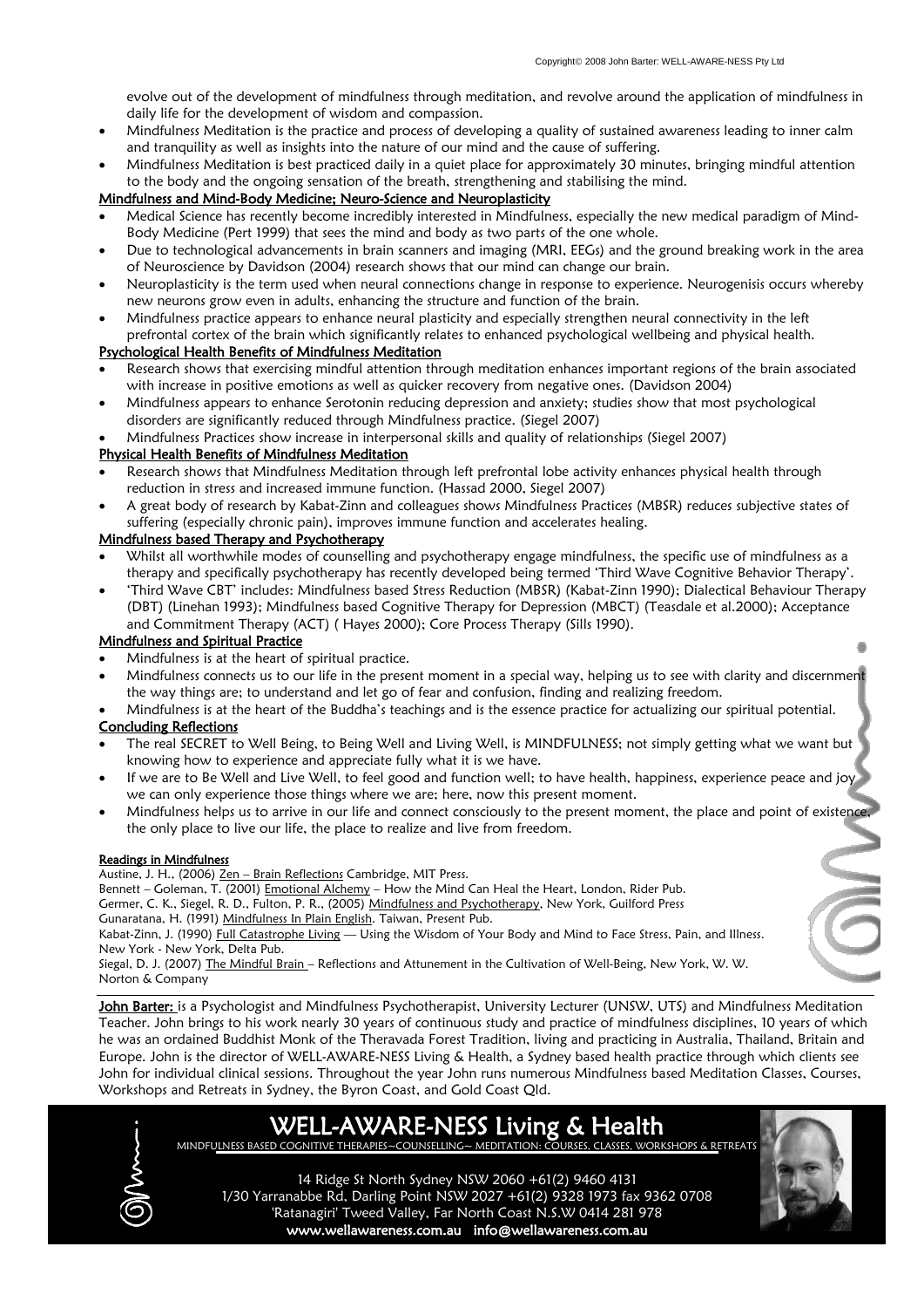evolve out of the development of mindfulness through meditation, and revolve around the application of mindfulness in daily life for the development of wisdom and compassion.

- Mindfulness Meditation is the practice and process of developing a quality of sustained awareness leading to inner calm and tranquility as well as insights into the nature of our mind and the cause of suffering.
- Mindfulness Meditation is best practiced daily in a quiet place for approximately 30 minutes, bringing mindful attention to the body and the ongoing sensation of the breath, strengthening and stabilising the mind.

### Mindfulness and Mind-Body Medicine; Neuro-Science and Neuroplasticity

- Medical Science has recently become incredibly interested in Mindfulness, especially the new medical paradigm of Mind-Body Medicine (Pert 1999) that sees the mind and body as two parts of the one whole.
- Due to technological advancements in brain scanners and imaging (MRI, EEGs) and the ground breaking work in the area of Neuroscience by Davidson (2004) research shows that our mind can change our brain.
- Neuroplasticity is the term used when neural connections change in response to experience. Neurogenisis occurs whereby new neurons grow even in adults, enhancing the structure and function of the brain.
- Mindfulness practice appears to enhance neural plasticity and especially strengthen neural connectivity in the left prefrontal cortex of the brain which significantly relates to enhanced psychological wellbeing and physical health.

### Psychological Health Benefits of Mindfulness Meditation

- Research shows that exercising mindful attention through meditation enhances important regions of the brain associated with increase in positive emotions as well as quicker recovery from negative ones. (Davidson 2004)
- Mindfulness appears to enhance Serotonin reducing depression and anxiety; studies show that most psychological disorders are significantly reduced through Mindfulness practice. (Siegel 2007)
- Mindfulness Practices show increase in interpersonal skills and quality of relationships (Siegel 2007)

### Physical Health Benefits of Mindfulness Meditation

- Research shows that Mindfulness Meditation through left prefrontal lobe activity enhances physical health through reduction in stress and increased immune function. (Hassad 2000, Siegel 2007)
- A great body of research by Kabat-Zinn and colleagues shows Mindfulness Practices (MBSR) reduces subjective states of suffering (especially chronic pain), improves immune function and accelerates healing.

### Mindfulness based Therapy and Psychotherapy

- Whilst all worthwhile modes of counselling and psychotherapy engage mindfulness, the specific use of mindfulness as a therapy and specifically psychotherapy has recently developed being termed 'Third Wave Cognitive Behavior Therapy'.
- 'Third Wave CBT' includes: Mindfulness based Stress Reduction (MBSR) (Kabat-Zinn 1990); Dialectical Behaviour Therapy (DBT) (Linehan 1993); Mindfulness based Cognitive Therapy for Depression (MBCT) (Teasdale et al.2000); Acceptance and Commitment Therapy (ACT) ( Hayes 2000); Core Process Therapy (Sills 1990).

### Mindfulness and Spiritual Practice

- Mindfulness is at the heart of spiritual practice.
- Mindfulness connects us to our life in the present moment in a special way, helping us to see with clarity and discernment the way things are; to understand and let go of fear and confusion, finding and realizing freedom.
- Mindfulness is at the heart of the Buddha's teachings and is the essence practice for actualizing our spiritual potential.

### Concluding Reflections

- The real SECRET to Well Being, to Being Well and Living Well, is MINDFULNESS; not simply getting what we want but knowing how to experience and appreciate fully what it is we have.
- If we are to Be Well and Live Well, to feel good and function well; to have health, happiness, experience peace and joy we can only experience those things where we are; here, now this present moment.
- Mindfulness helps us to arrive in our life and connect consciously to the present moment, the place and point of existence, the only place to live our life, the place to realize and live from freedom.

#### Readings in Mindfulness

Austine, J. H., (2006) Zen – Brain Reflections Cambridge, MIT Press.
Bennett – Goleman, T. (2001) Emotional Alchemy – How the Mind Can Heal the Heart, London, Rider Pub.
Germer, C. K., Siegel, R. D., Fulton, P. R., (2005) Mindfulness and Psychotherapy, New York, Guilford Press
Gunaratana, H. (1991) Mindfulness In Plain English. Taiwan, Present Pub.
Kabat-Zinn, J. (1990) Full Catastrophe Living — Using the Wisdom of Your Body and Mind to Face Stress, Pain, and Illness. New York - New York, Delta Pub.
Siegal, D. J. (2007) The Mindful Brain – Reflections and Attunement in the Cultivation of Well-Being, New York, W. W. Norton & Company

**John Barter:** is a Psychologist and Mindfulness Psychotherapist, University Lecturer (UNSW, UTS) and Mindfulness Meditation Teacher. John brings to his work nearly 30 years of continuous study and practice of mindfulness disciplines, 10 years of which he was an ordained Buddhist Monk of the Theravada Forest Tradition, living and practicing in Australia, Thailand, Britain and Europe. John is the director of WELL-AWARE-NESS Living & Health, a Sydney based health practice through which clients see John for individual clinical sessions. Throughout the year John runs numerous Mindfulness based Meditation Classes, Courses, Workshops and Retreats in Sydney, the Byron Coast, and Gold Coast Qld.

## WELL-AWARE-NESS Living & Health

MINDFULNESS BASED COGNITIVE THERAPIES~COUNSELLING~ MEDITATION: COURSES, CLASSES, WORKSHOPS & RETREATS

14 Ridge St North Sydney NSW 2060 +61(2) 9460 4131
1/30 Yarranabbe Rd, Darling Point NSW 2027 +61(2) 9328 1973 fax 9362 0708
'Ratanagiri' Tweed Valley, Far North Coast N.S.W 0414 281 978
**www.wellawareness.com.au info@wellawareness.com.au**